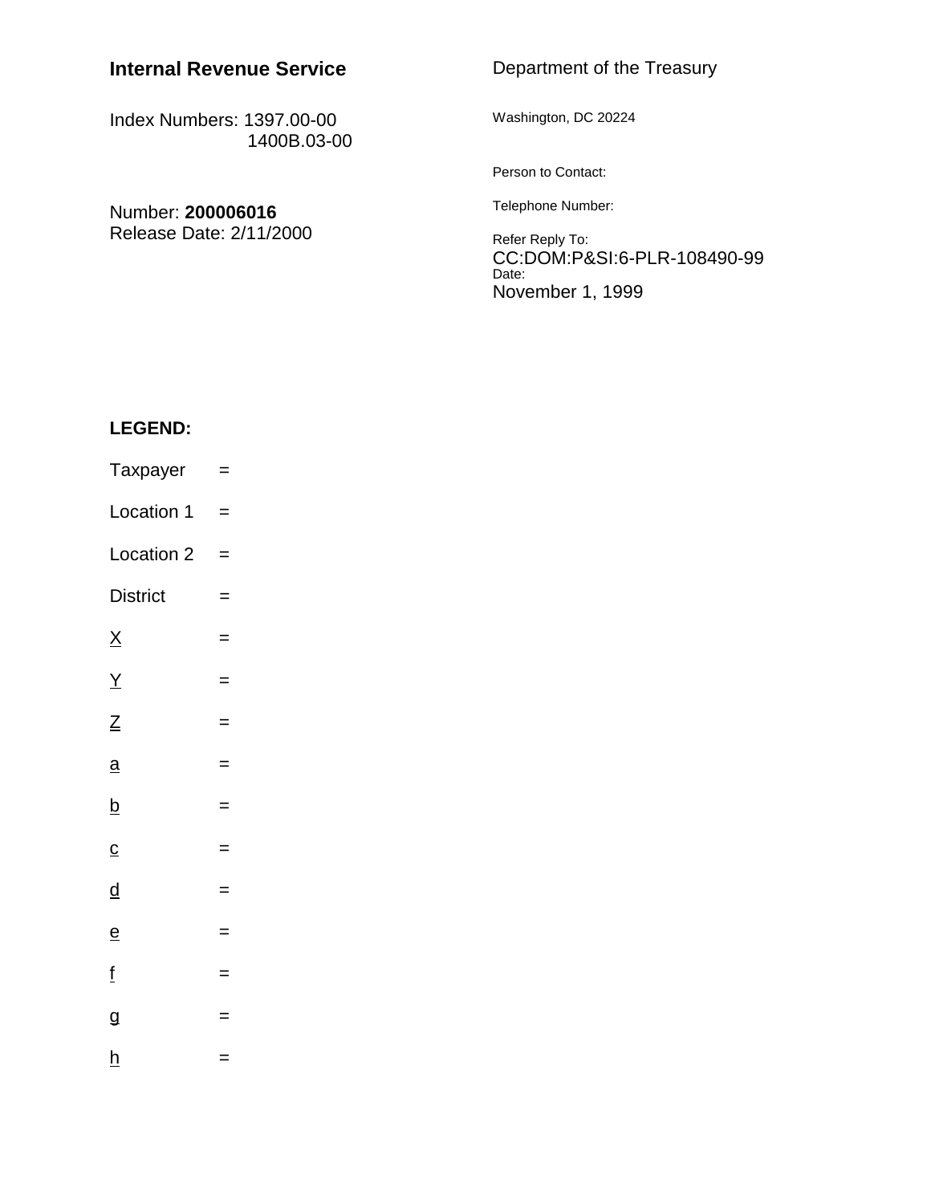**Internal Revenue Service**

Index Numbers: 1397.00-00
1400B.03-00

Number: **200006016**
Release Date: 2/11/2000

Department of the Treasury

Washington, DC 20224

Person to Contact:

Telephone Number:

Refer Reply To:
CC:DOM:P&SI:6-PLR-108490-99
Date:
November 1, 1999

**LEGEND:**

Taxpayer =

Location 1 =

Location 2 =

District =

X =

Y =

Z =

a =

b =

c =

d =

e =

f =

g =

h =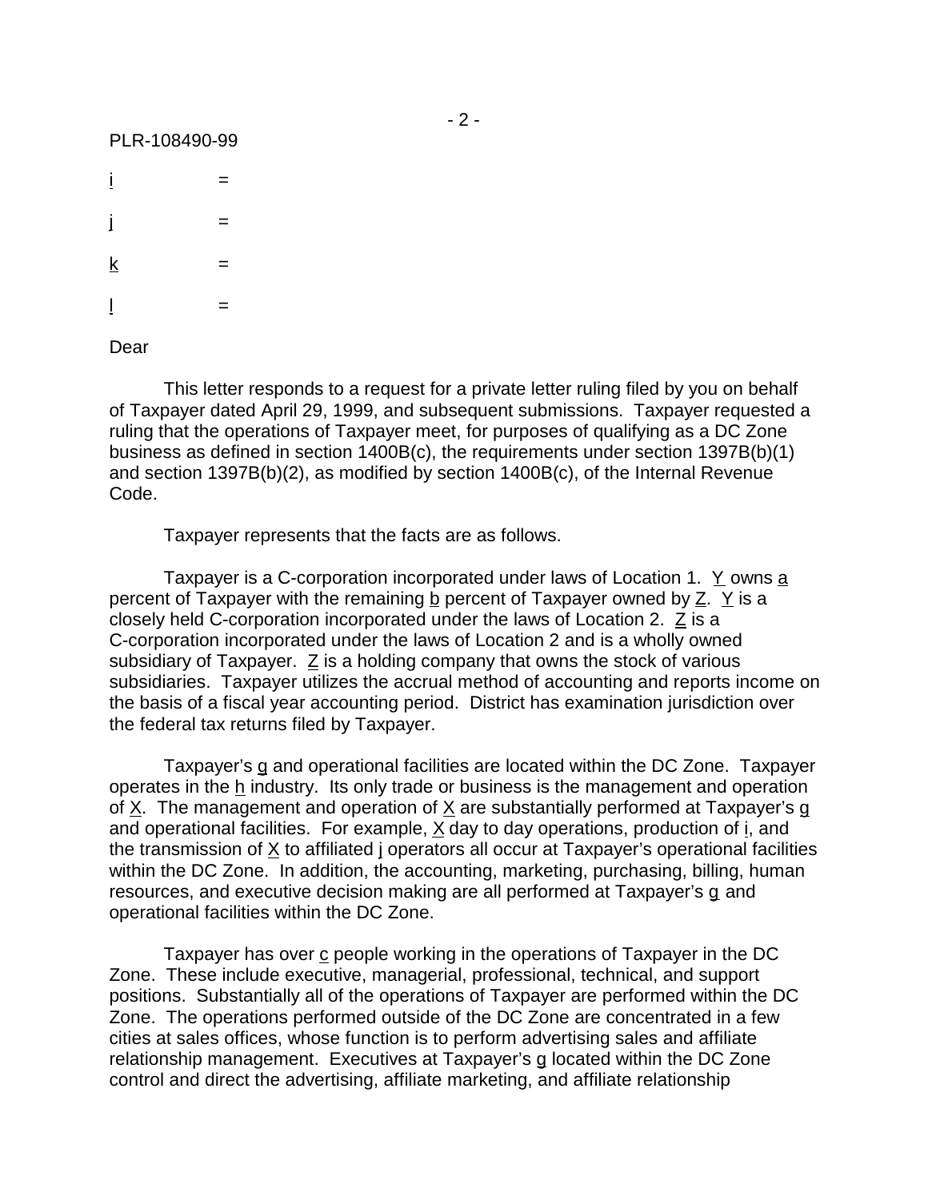PLR-108490-99

i =

j =

k =

l =

Dear

This letter responds to a request for a private letter ruling filed by you on behalf of Taxpayer dated April 29, 1999, and subsequent submissions. Taxpayer requested a ruling that the operations of Taxpayer meet, for purposes of qualifying as a DC Zone business as defined in section 1400B(c), the requirements under section 1397B(b)(1) and section 1397B(b)(2), as modified by section 1400B(c), of the Internal Revenue Code.

Taxpayer represents that the facts are as follows.

Taxpayer is a C-corporation incorporated under laws of Location 1. Y owns a percent of Taxpayer with the remaining b percent of Taxpayer owned by Z. Y is a closely held C-corporation incorporated under the laws of Location 2. Z is a C-corporation incorporated under the laws of Location 2 and is a wholly owned subsidiary of Taxpayer. Z is a holding company that owns the stock of various subsidiaries. Taxpayer utilizes the accrual method of accounting and reports income on the basis of a fiscal year accounting period. District has examination jurisdiction over the federal tax returns filed by Taxpayer.

Taxpayer's g and operational facilities are located within the DC Zone. Taxpayer operates in the h industry. Its only trade or business is the management and operation of X. The management and operation of X are substantially performed at Taxpayer's g and operational facilities. For example, X day to day operations, production of i, and the transmission of X to affiliated j operators all occur at Taxpayer's operational facilities within the DC Zone. In addition, the accounting, marketing, purchasing, billing, human resources, and executive decision making are all performed at Taxpayer's g and operational facilities within the DC Zone.

Taxpayer has over c people working in the operations of Taxpayer in the DC Zone. These include executive, managerial, professional, technical, and support positions. Substantially all of the operations of Taxpayer are performed within the DC Zone. The operations performed outside of the DC Zone are concentrated in a few cities at sales offices, whose function is to perform advertising sales and affiliate relationship management. Executives at Taxpayer's g located within the DC Zone control and direct the advertising, affiliate marketing, and affiliate relationship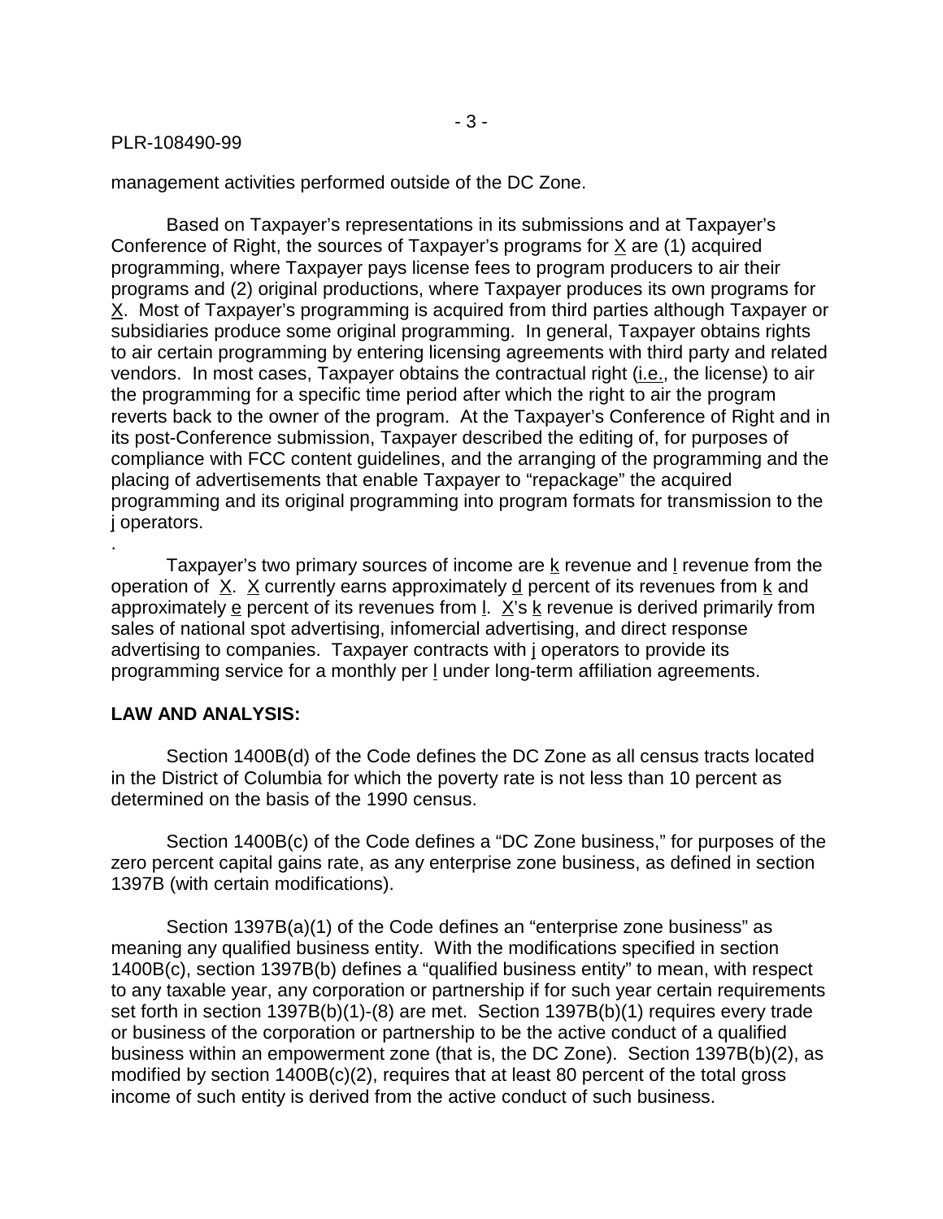management activities performed outside of the DC Zone.

Based on Taxpayer's representations in its submissions and at Taxpayer's Conference of Right, the sources of Taxpayer's programs for X are (1) acquired programming, where Taxpayer pays license fees to program producers to air their programs and (2) original productions, where Taxpayer produces its own programs for X. Most of Taxpayer's programming is acquired from third parties although Taxpayer or subsidiaries produce some original programming. In general, Taxpayer obtains rights to air certain programming by entering licensing agreements with third party and related vendors. In most cases, Taxpayer obtains the contractual right (i.e., the license) to air the programming for a specific time period after which the right to air the program reverts back to the owner of the program. At the Taxpayer's Conference of Right and in its post-Conference submission, Taxpayer described the editing of, for purposes of compliance with FCC content guidelines, and the arranging of the programming and the placing of advertisements that enable Taxpayer to "repackage" the acquired programming and its original programming into program formats for transmission to the j operators.

.

Taxpayer's two primary sources of income are k revenue and l revenue from the operation of X. X currently earns approximately d percent of its revenues from k and approximately e percent of its revenues from l. X's k revenue is derived primarily from sales of national spot advertising, infomercial advertising, and direct response advertising to companies. Taxpayer contracts with j operators to provide its programming service for a monthly per l under long-term affiliation agreements.

**LAW AND ANALYSIS:**

Section 1400B(d) of the Code defines the DC Zone as all census tracts located in the District of Columbia for which the poverty rate is not less than 10 percent as determined on the basis of the 1990 census.

Section 1400B(c) of the Code defines a "DC Zone business," for purposes of the zero percent capital gains rate, as any enterprise zone business, as defined in section 1397B (with certain modifications).

Section 1397B(a)(1) of the Code defines an "enterprise zone business" as meaning any qualified business entity. With the modifications specified in section 1400B(c), section 1397B(b) defines a "qualified business entity" to mean, with respect to any taxable year, any corporation or partnership if for such year certain requirements set forth in section 1397B(b)(1)-(8) are met. Section 1397B(b)(1) requires every trade or business of the corporation or partnership to be the active conduct of a qualified business within an empowerment zone (that is, the DC Zone). Section 1397B(b)(2), as modified by section 1400B(c)(2), requires that at least 80 percent of the total gross income of such entity is derived from the active conduct of such business.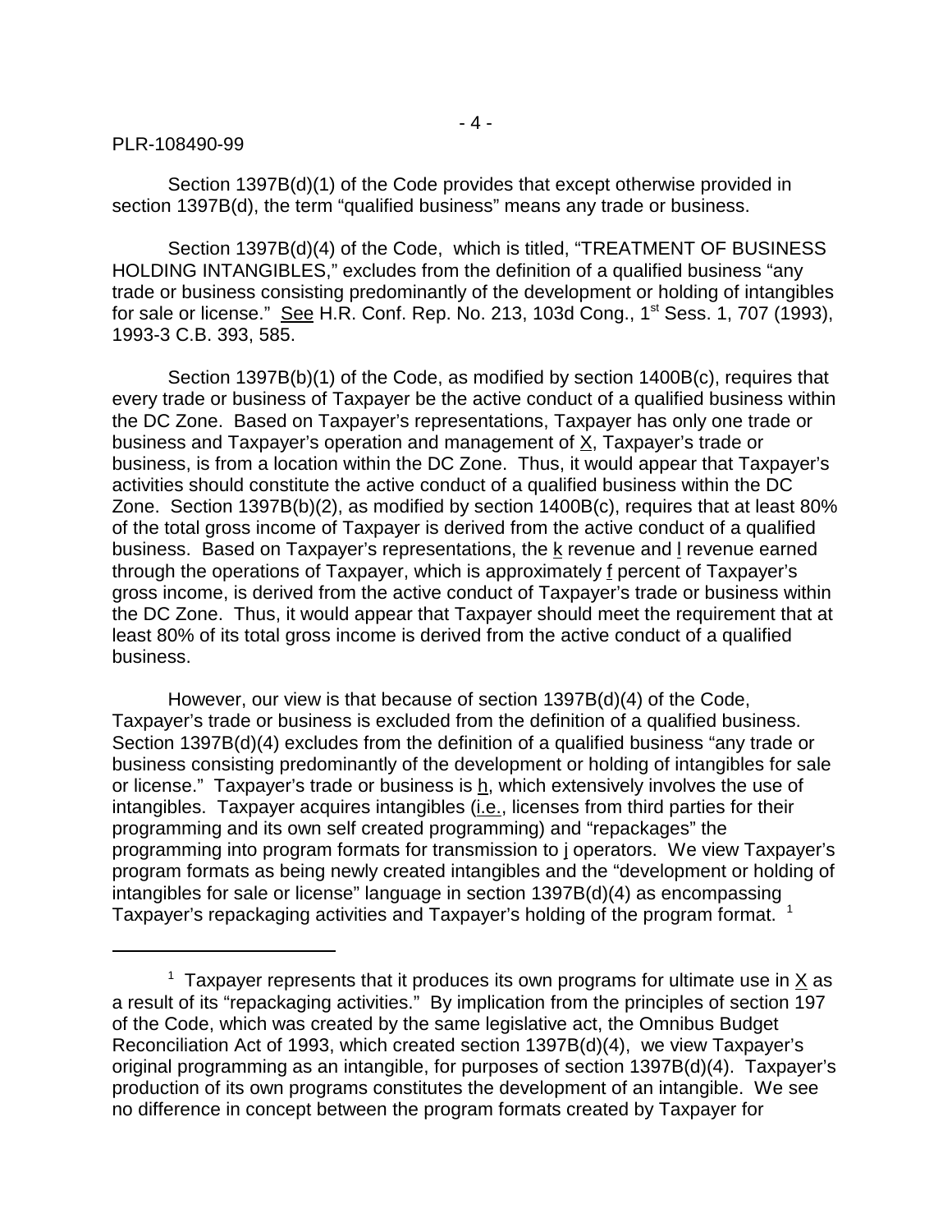Section 1397B(d)(1) of the Code provides that except otherwise provided in section 1397B(d), the term "qualified business" means any trade or business.

Section 1397B(d)(4) of the Code, which is titled, "TREATMENT OF BUSINESS HOLDING INTANGIBLES," excludes from the definition of a qualified business "any trade or business consisting predominantly of the development or holding of intangibles for sale or license." See H.R. Conf. Rep. No. 213, 103d Cong., 1st Sess. 1, 707 (1993), 1993-3 C.B. 393, 585.

Section 1397B(b)(1) of the Code, as modified by section 1400B(c), requires that every trade or business of Taxpayer be the active conduct of a qualified business within the DC Zone. Based on Taxpayer's representations, Taxpayer has only one trade or business and Taxpayer's operation and management of X, Taxpayer's trade or business, is from a location within the DC Zone. Thus, it would appear that Taxpayer's activities should constitute the active conduct of a qualified business within the DC Zone. Section 1397B(b)(2), as modified by section 1400B(c), requires that at least 80% of the total gross income of Taxpayer is derived from the active conduct of a qualified business. Based on Taxpayer's representations, the k revenue and l revenue earned through the operations of Taxpayer, which is approximately f percent of Taxpayer's gross income, is derived from the active conduct of Taxpayer's trade or business within the DC Zone. Thus, it would appear that Taxpayer should meet the requirement that at least 80% of its total gross income is derived from the active conduct of a qualified business.

However, our view is that because of section 1397B(d)(4) of the Code, Taxpayer's trade or business is excluded from the definition of a qualified business. Section 1397B(d)(4) excludes from the definition of a qualified business "any trade or business consisting predominantly of the development or holding of intangibles for sale or license." Taxpayer's trade or business is h, which extensively involves the use of intangibles. Taxpayer acquires intangibles (i.e., licenses from third parties for their programming and its own self created programming) and "repackages" the programming into program formats for transmission to j operators. We view Taxpayer's program formats as being newly created intangibles and the "development or holding of intangibles for sale or license" language in section 1397B(d)(4) as encompassing Taxpayer's repackaging activities and Taxpayer's holding of the program format. [1]

---

[1] Taxpayer represents that it produces its own programs for ultimate use in X as a result of its "repackaging activities." By implication from the principles of section 197 of the Code, which was created by the same legislative act, the Omnibus Budget Reconciliation Act of 1993, which created section 1397B(d)(4), we view Taxpayer's original programming as an intangible, for purposes of section 1397B(d)(4). Taxpayer's production of its own programs constitutes the development of an intangible. We see no difference in concept between the program formats created by Taxpayer for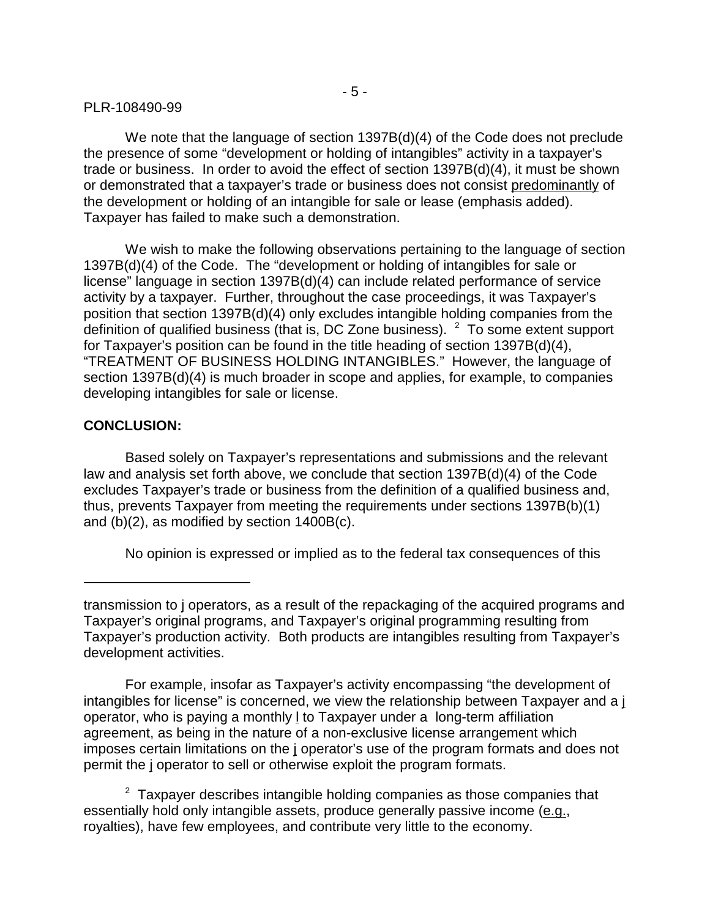We note that the language of section 1397B(d)(4) of the Code does not preclude the presence of some "development or holding of intangibles" activity in a taxpayer's trade or business. In order to avoid the effect of section 1397B(d)(4), it must be shown or demonstrated that a taxpayer's trade or business does not consist predominantly of the development or holding of an intangible for sale or lease (emphasis added). Taxpayer has failed to make such a demonstration.

We wish to make the following observations pertaining to the language of section 1397B(d)(4) of the Code. The "development or holding of intangibles for sale or license" language in section 1397B(d)(4) can include related performance of service activity by a taxpayer. Further, throughout the case proceedings, it was Taxpayer's position that section 1397B(d)(4) only excludes intangible holding companies from the definition of qualified business (that is, DC Zone business). [2] To some extent support for Taxpayer's position can be found in the title heading of section 1397B(d)(4), "TREATMENT OF BUSINESS HOLDING INTANGIBLES." However, the language of section 1397B(d)(4) is much broader in scope and applies, for example, to companies developing intangibles for sale or license.

**CONCLUSION:**

Based solely on Taxpayer's representations and submissions and the relevant law and analysis set forth above, we conclude that section 1397B(d)(4) of the Code excludes Taxpayer's trade or business from the definition of a qualified business and, thus, prevents Taxpayer from meeting the requirements under sections 1397B(b)(1) and (b)(2), as modified by section 1400B(c).

No opinion is expressed or implied as to the federal tax consequences of this

---

transmission to j operators, as a result of the repackaging of the acquired programs and Taxpayer's original programs, and Taxpayer's original programming resulting from Taxpayer's production activity. Both products are intangibles resulting from Taxpayer's development activities.

For example, insofar as Taxpayer's activity encompassing "the development of intangibles for license" is concerned, we view the relationship between Taxpayer and a j operator, who is paying a monthly l to Taxpayer under a long-term affiliation agreement, as being in the nature of a non-exclusive license arrangement which imposes certain limitations on the j operator's use of the program formats and does not permit the j operator to sell or otherwise exploit the program formats.

[2] Taxpayer describes intangible holding companies as those companies that essentially hold only intangible assets, produce generally passive income (e.g., royalties), have few employees, and contribute very little to the economy.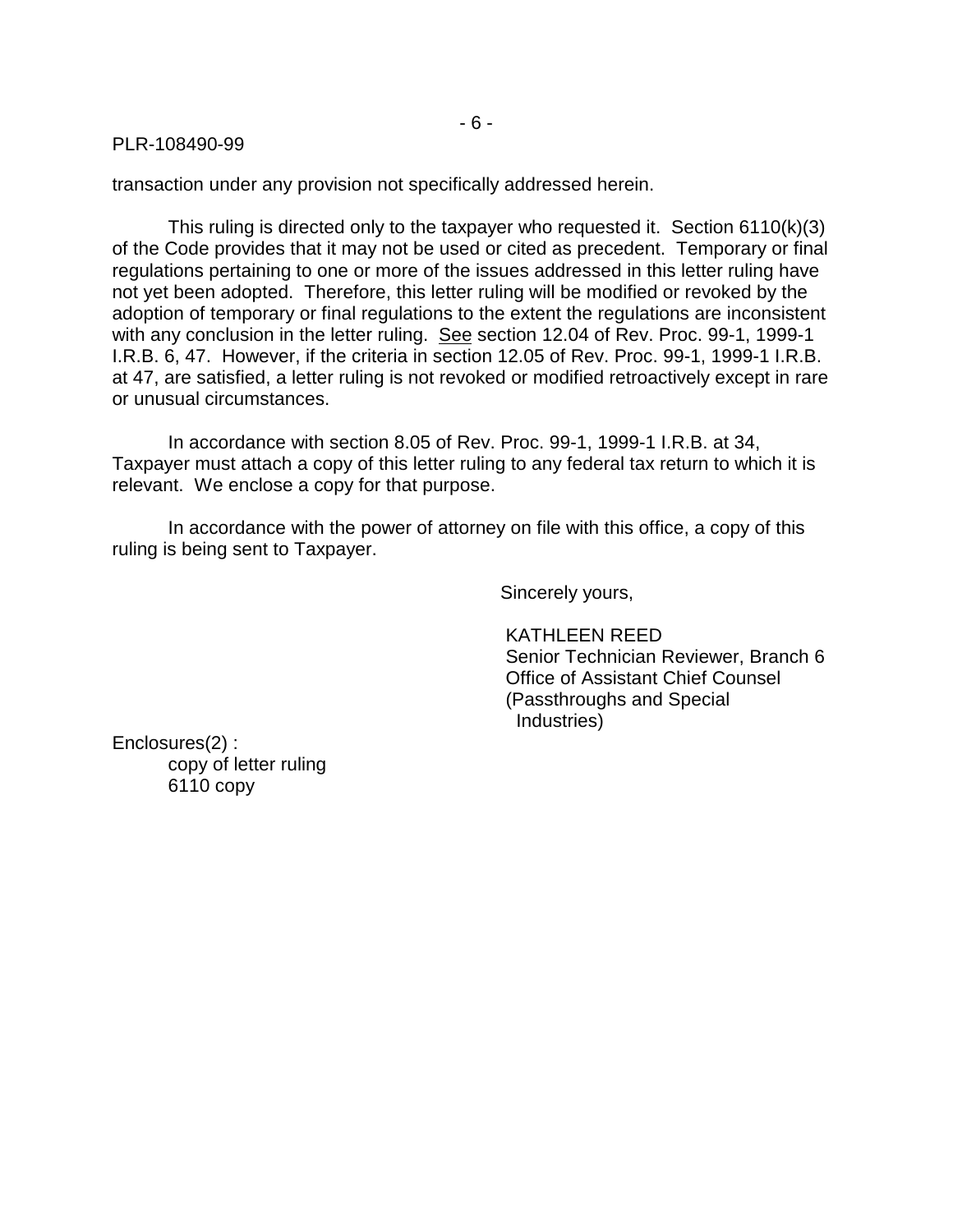transaction under any provision not specifically addressed herein.

This ruling is directed only to the taxpayer who requested it. Section 6110(k)(3) of the Code provides that it may not be used or cited as precedent. Temporary or final regulations pertaining to one or more of the issues addressed in this letter ruling have not yet been adopted. Therefore, this letter ruling will be modified or revoked by the adoption of temporary or final regulations to the extent the regulations are inconsistent with any conclusion in the letter ruling. See section 12.04 of Rev. Proc. 99-1, 1999-1 I.R.B. 6, 47. However, if the criteria in section 12.05 of Rev. Proc. 99-1, 1999-1 I.R.B. at 47, are satisfied, a letter ruling is not revoked or modified retroactively except in rare or unusual circumstances.

In accordance with section 8.05 of Rev. Proc. 99-1, 1999-1 I.R.B. at 34, Taxpayer must attach a copy of this letter ruling to any federal tax return to which it is relevant. We enclose a copy for that purpose.

In accordance with the power of attorney on file with this office, a copy of this ruling is being sent to Taxpayer.

Sincerely yours,

KATHLEEN REED
Senior Technician Reviewer, Branch 6
Office of Assistant Chief Counsel
(Passthroughs and Special Industries)

Enclosures(2) :
- copy of letter ruling
- 6110 copy